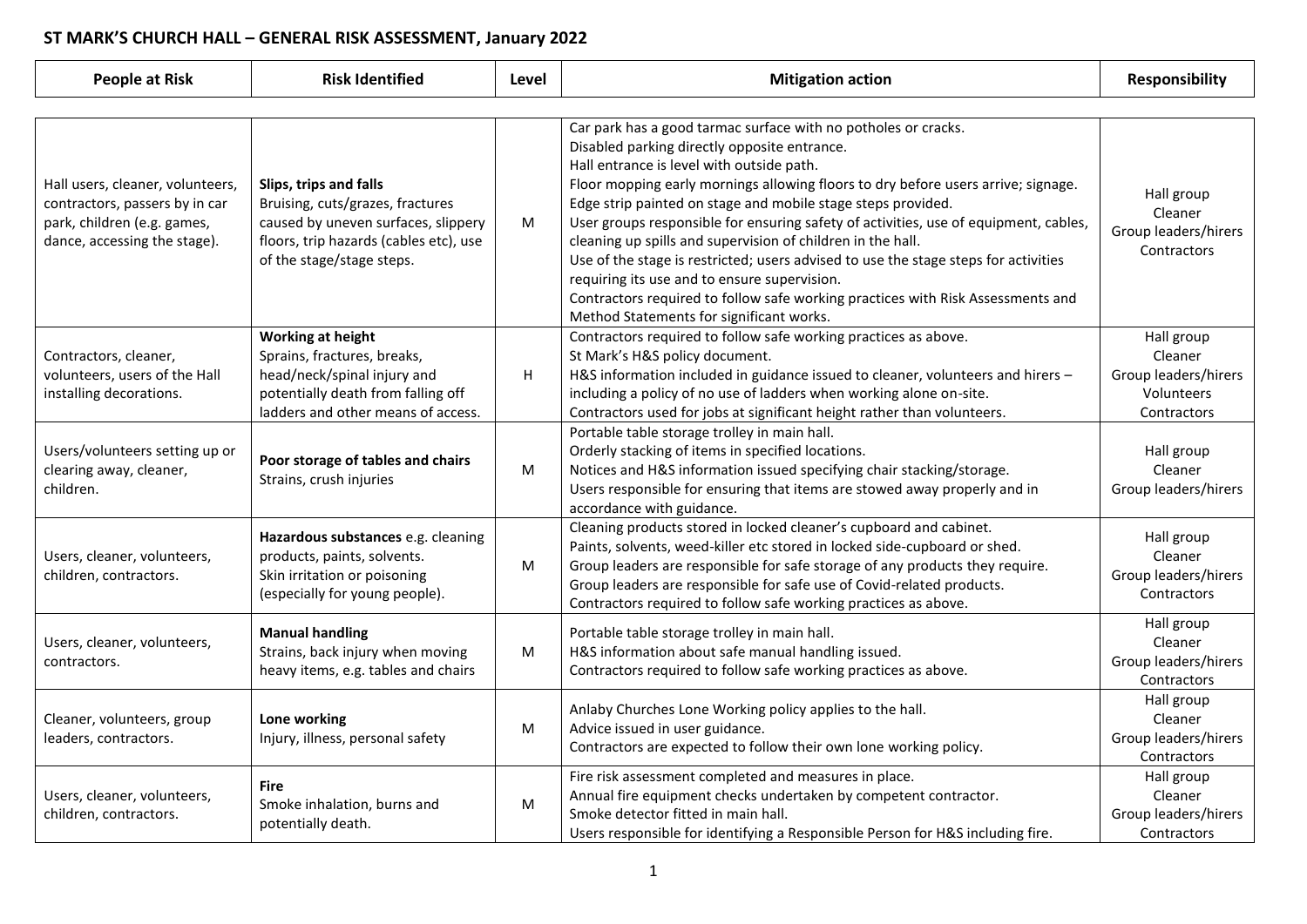# ST MARK'S CHURCH HALL – GENERAL RISK ASSESSMENT, January 2022

| People at Risk | Risk Identified | Level | Mitigation action | Responsibility |
|---|---|---|---|---|
| Hall users, cleaner, volunteers, contractors, passers by in car park, children (e.g. games, dance, accessing the stage). | **Slips, trips and falls** Bruising, cuts/grazes, fractures caused by uneven surfaces, slippery floors, trip hazards (cables etc), use of the stage/stage steps. | M | Car park has a good tarmac surface with no potholes or cracks. Disabled parking directly opposite entrance. Hall entrance is level with outside path. Floor mopping early mornings allowing floors to dry before users arrive; signage. Edge strip painted on stage and mobile stage steps provided. User groups responsible for ensuring safety of activities, use of equipment, cables, cleaning up spills and supervision of children in the hall. Use of the stage is restricted; users advised to use the stage steps for activities requiring its use and to ensure supervision. Contractors required to follow safe working practices with Risk Assessments and Method Statements for significant works. | Hall group Cleaner Group leaders/hirers Contractors |
| Contractors, cleaner, volunteers, users of the Hall installing decorations. | **Working at height** Sprains, fractures, breaks, head/neck/spinal injury and potentially death from falling off ladders and other means of access. | H | Contractors required to follow safe working practices as above. St Mark's H&S policy document. H&S information included in guidance issued to cleaner, volunteers and hirers – including a policy of no use of ladders when working alone on-site. Contractors used for jobs at significant height rather than volunteers. | Hall group Cleaner Group leaders/hirers Volunteers Contractors |
| Users/volunteers setting up or clearing away, cleaner, children. | **Poor storage of tables and chairs** Strains, crush injuries | M | Portable table storage trolley in main hall. Orderly stacking of items in specified locations. Notices and H&S information issued specifying chair stacking/storage. Users responsible for ensuring that items are stowed away properly and in accordance with guidance. | Hall group Cleaner Group leaders/hirers |
| Users, cleaner, volunteers, children, contractors. | **Hazardous substances** e.g. cleaning products, paints, solvents. Skin irritation or poisoning (especially for young people). | M | Cleaning products stored in locked cleaner's cupboard and cabinet. Paints, solvents, weed-killer etc stored in locked side-cupboard or shed. Group leaders are responsible for safe storage of any products they require. Group leaders are responsible for safe use of Covid-related products. Contractors required to follow safe working practices as above. | Hall group Cleaner Group leaders/hirers Contractors |
| Users, cleaner, volunteers, contractors. | **Manual handling** Strains, back injury when moving heavy items, e.g. tables and chairs | M | Portable table storage trolley in main hall. H&S information about safe manual handling issued. Contractors required to follow safe working practices as above. | Hall group Cleaner Group leaders/hirers Contractors |
| Cleaner, volunteers, group leaders, contractors. | **Lone working** Injury, illness, personal safety | M | Anlaby Churches Lone Working policy applies to the hall. Advice issued in user guidance. Contractors are expected to follow their own lone working policy. | Hall group Cleaner Group leaders/hirers Contractors |
| Users, cleaner, volunteers, children, contractors. | **Fire** Smoke inhalation, burns and potentially death. | M | Fire risk assessment completed and measures in place. Annual fire equipment checks undertaken by competent contractor. Smoke detector fitted in main hall. Users responsible for identifying a Responsible Person for H&S including fire. | Hall group Cleaner Group leaders/hirers Contractors |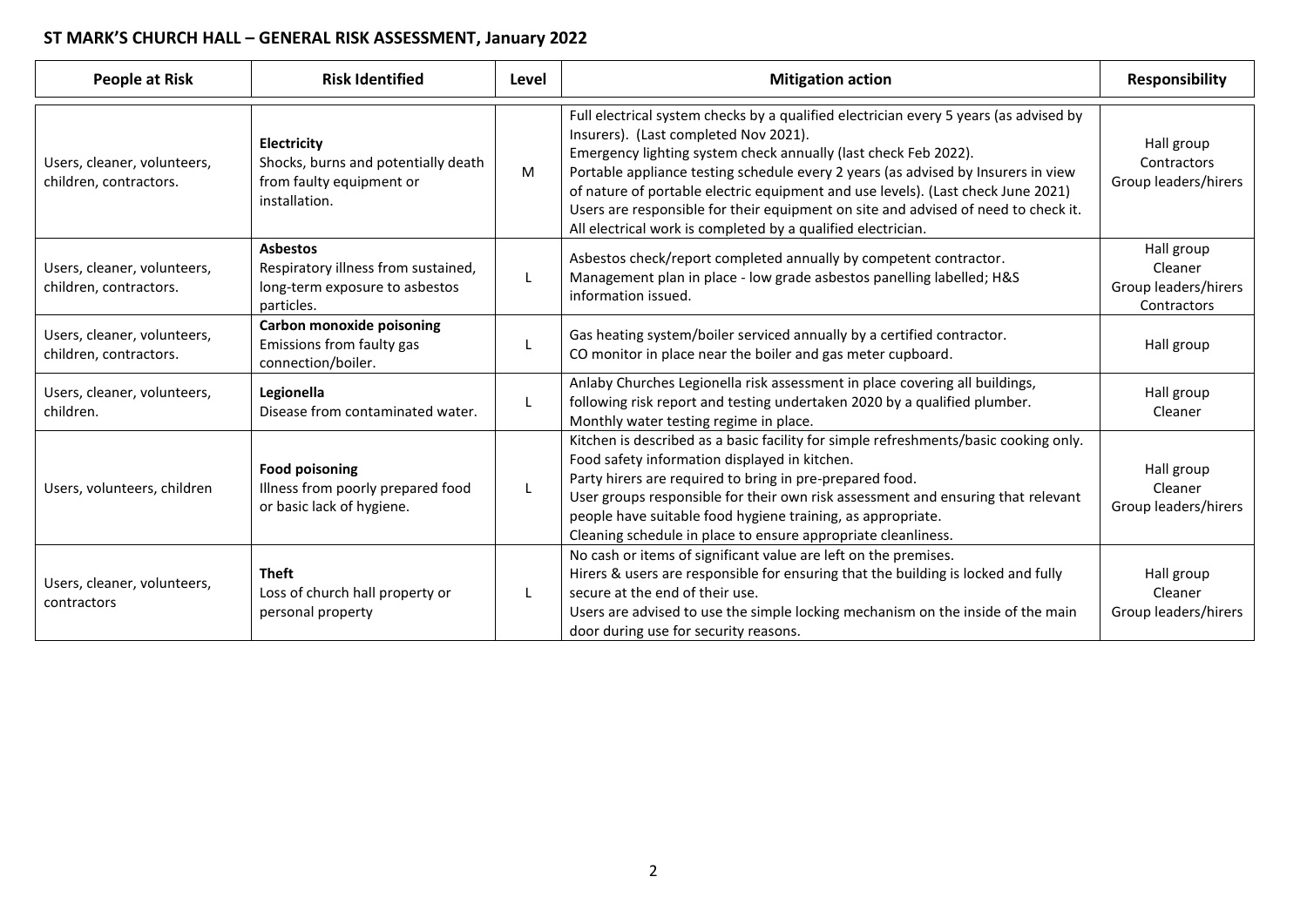## ST MARK'S CHURCH HALL – GENERAL RISK ASSESSMENT, January 2022

| People at Risk | Risk Identified | Level | Mitigation action | Responsibility |
|---|---|---|---|---|
| Users, cleaner, volunteers, children, contractors. | **Electricity** Shocks, burns and potentially death from faulty equipment or installation. | M | Full electrical system checks by a qualified electrician every 5 years (as advised by Insurers). (Last completed Nov 2021). Emergency lighting system check annually (last check Feb 2022). Portable appliance testing schedule every 2 years (as advised by Insurers in view of nature of portable electric equipment and use levels). (Last check June 2021) Users are responsible for their equipment on site and advised of need to check it. All electrical work is completed by a qualified electrician. | Hall group Contractors Group leaders/hirers |
| Users, cleaner, volunteers, children, contractors. | **Asbestos** Respiratory illness from sustained, long-term exposure to asbestos particles. | L | Asbestos check/report completed annually by competent contractor. Management plan in place - low grade asbestos panelling labelled; H&S information issued. | Hall group Cleaner Group leaders/hirers Contractors |
| Users, cleaner, volunteers, children, contractors. | **Carbon monoxide poisoning** Emissions from faulty gas connection/boiler. | L | Gas heating system/boiler serviced annually by a certified contractor. CO monitor in place near the boiler and gas meter cupboard. | Hall group |
| Users, cleaner, volunteers, children. | **Legionella** Disease from contaminated water. | L | Anlaby Churches Legionella risk assessment in place covering all buildings, following risk report and testing undertaken 2020 by a qualified plumber. Monthly water testing regime in place. | Hall group Cleaner |
| Users, volunteers, children | **Food poisoning** Illness from poorly prepared food or basic lack of hygiene. | L | Kitchen is described as a basic facility for simple refreshments/basic cooking only. Food safety information displayed in kitchen. Party hirers are required to bring in pre-prepared food. User groups responsible for their own risk assessment and ensuring that relevant people have suitable food hygiene training, as appropriate. Cleaning schedule in place to ensure appropriate cleanliness. | Hall group Cleaner Group leaders/hirers |
| Users, cleaner, volunteers, contractors | **Theft** Loss of church hall property or personal property | L | No cash or items of significant value are left on the premises. Hirers & users are responsible for ensuring that the building is locked and fully secure at the end of their use. Users are advised to use the simple locking mechanism on the inside of the main door during use for security reasons. | Hall group Cleaner Group leaders/hirers |